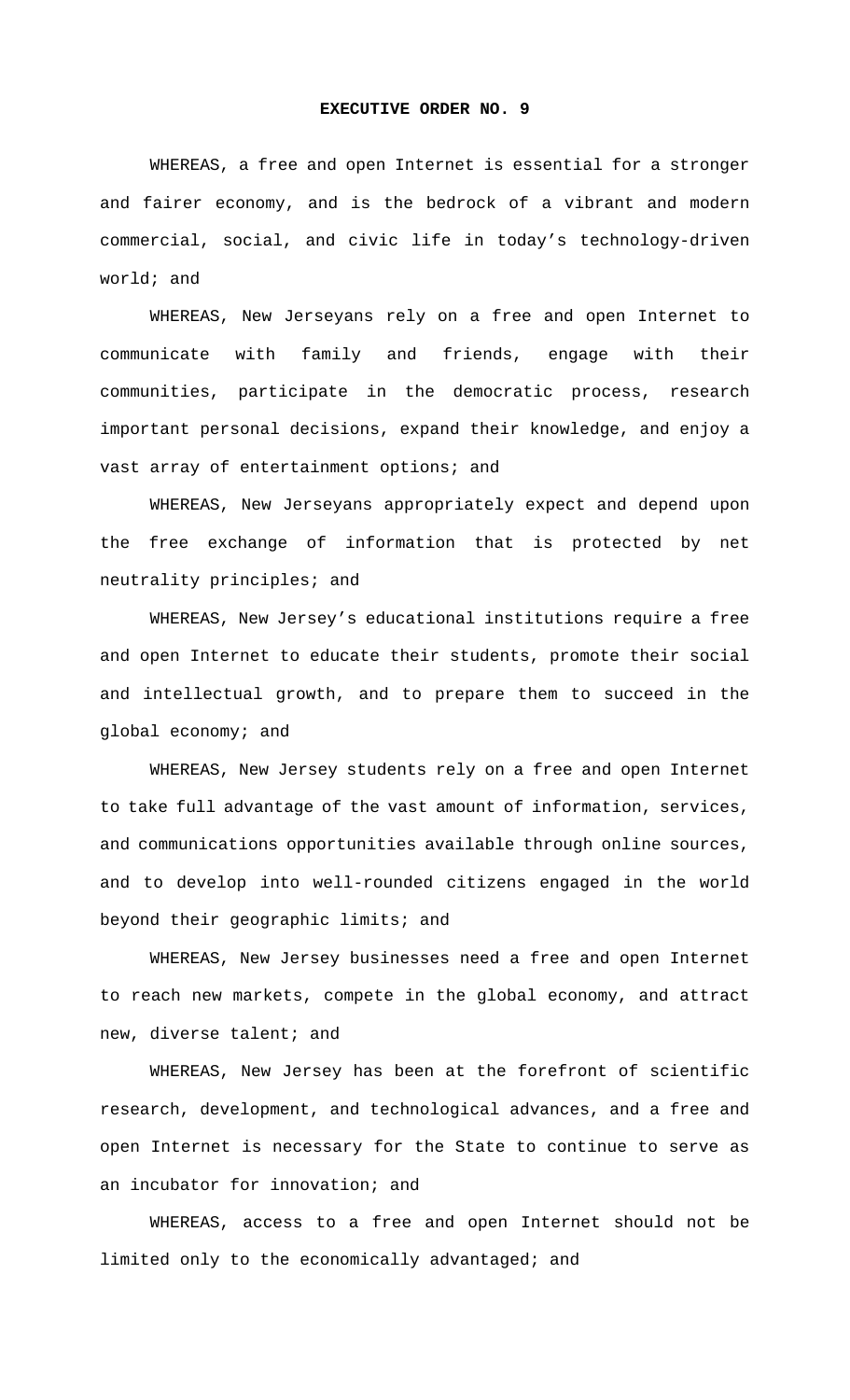# EXECUTIVE ORDER NO. 9

WHEREAS, a free and open Internet is essential for a stronger and fairer economy, and is the bedrock of a vibrant and modern commercial, social, and civic life in today's technology-driven world; and

WHEREAS, New Jerseyans rely on a free and open Internet to communicate with family and friends, engage with their communities, participate in the democratic process, research important personal decisions, expand their knowledge, and enjoy a vast array of entertainment options; and

WHEREAS, New Jerseyans appropriately expect and depend upon the free exchange of information that is protected by net neutrality principles; and

WHEREAS, New Jersey's educational institutions require a free and open Internet to educate their students, promote their social and intellectual growth, and to prepare them to succeed in the global economy; and

WHEREAS, New Jersey students rely on a free and open Internet to take full advantage of the vast amount of information, services, and communications opportunities available through online sources, and to develop into well-rounded citizens engaged in the world beyond their geographic limits; and

WHEREAS, New Jersey businesses need a free and open Internet to reach new markets, compete in the global economy, and attract new, diverse talent; and

WHEREAS, New Jersey has been at the forefront of scientific research, development, and technological advances, and a free and open Internet is necessary for the State to continue to serve as an incubator for innovation; and

WHEREAS, access to a free and open Internet should not be limited only to the economically advantaged; and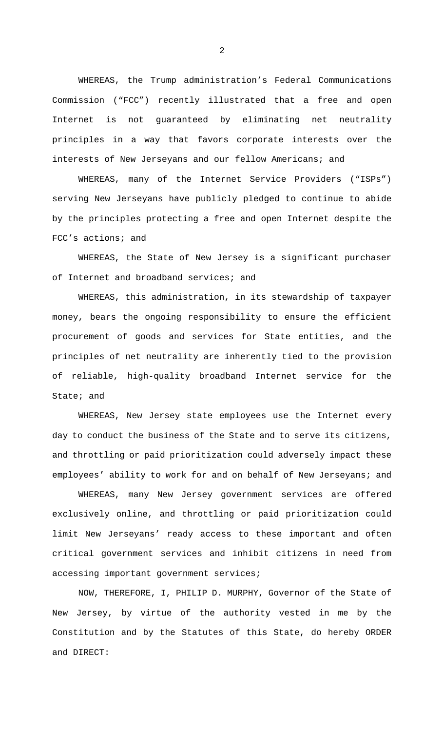WHEREAS, the Trump administration's Federal Communications Commission ("FCC") recently illustrated that a free and open Internet is not guaranteed by eliminating net neutrality principles in a way that favors corporate interests over the interests of New Jerseyans and our fellow Americans; and

WHEREAS, many of the Internet Service Providers ("ISPs") serving New Jerseyans have publicly pledged to continue to abide by the principles protecting a free and open Internet despite the FCC's actions; and

WHEREAS, the State of New Jersey is a significant purchaser of Internet and broadband services; and

WHEREAS, this administration, in its stewardship of taxpayer money, bears the ongoing responsibility to ensure the efficient procurement of goods and services for State entities, and the principles of net neutrality are inherently tied to the provision of reliable, high-quality broadband Internet service for the State; and

WHEREAS, New Jersey state employees use the Internet every day to conduct the business of the State and to serve its citizens, and throttling or paid prioritization could adversely impact these employees' ability to work for and on behalf of New Jerseyans; and

WHEREAS, many New Jersey government services are offered exclusively online, and throttling or paid prioritization could limit New Jerseyans' ready access to these important and often critical government services and inhibit citizens in need from accessing important government services;

NOW, THEREFORE, I, PHILIP D. MURPHY, Governor of the State of New Jersey, by virtue of the authority vested in me by the Constitution and by the Statutes of this State, do hereby ORDER and DIRECT: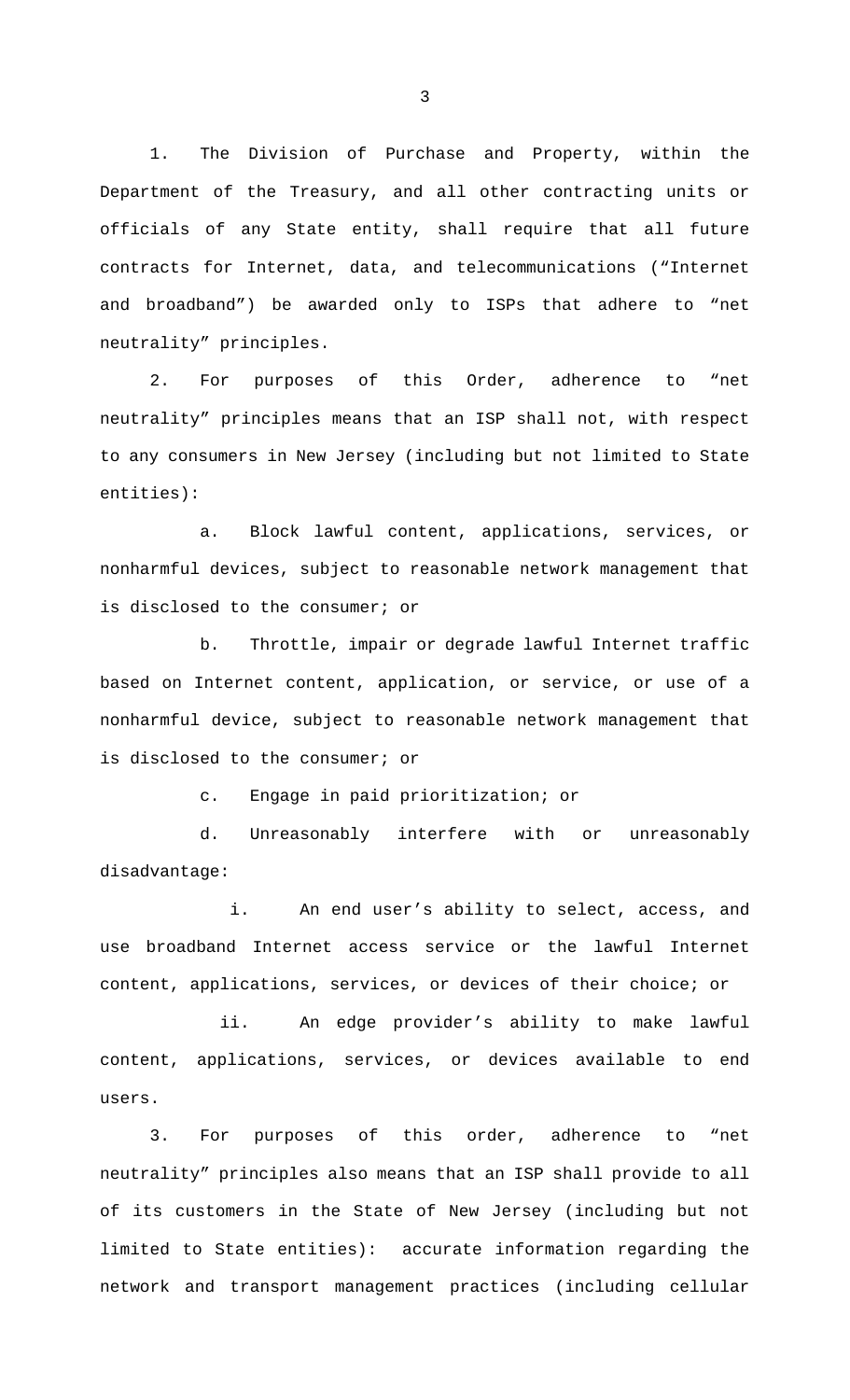1. The Division of Purchase and Property, within the Department of the Treasury, and all other contracting units or officials of any State entity, shall require that all future contracts for Internet, data, and telecommunications ("Internet and broadband") be awarded only to ISPs that adhere to "net neutrality" principles.

2. For purposes of this Order, adherence to "net neutrality" principles means that an ISP shall not, with respect to any consumers in New Jersey (including but not limited to State entities):

a. Block lawful content, applications, services, or nonharmful devices, subject to reasonable network management that is disclosed to the consumer; or

b. Throttle, impair or degrade lawful Internet traffic based on Internet content, application, or service, or use of a nonharmful device, subject to reasonable network management that is disclosed to the consumer; or

c. Engage in paid prioritization; or

d. Unreasonably interfere with or unreasonably disadvantage:

i. An end user's ability to select, access, and use broadband Internet access service or the lawful Internet content, applications, services, or devices of their choice; or

ii. An edge provider's ability to make lawful content, applications, services, or devices available to end users.

3. For purposes of this order, adherence to "net neutrality" principles also means that an ISP shall provide to all of its customers in the State of New Jersey (including but not limited to State entities): accurate information regarding the network and transport management practices (including cellular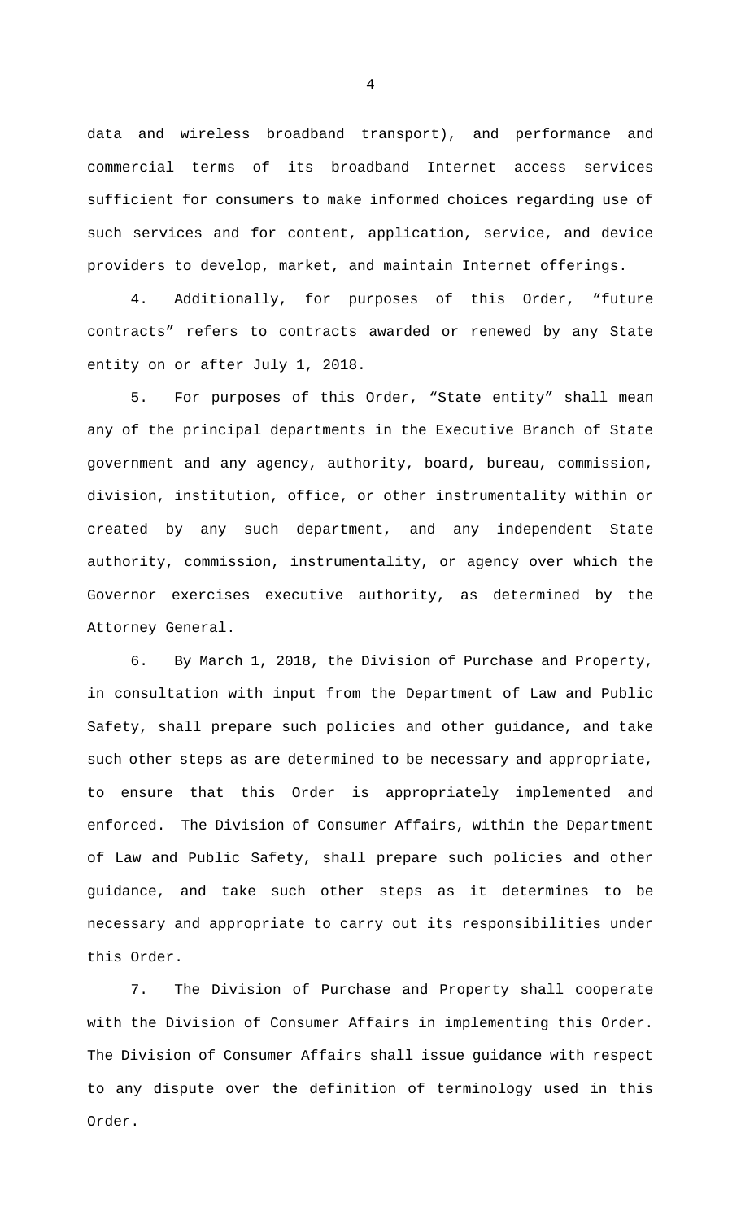data and wireless broadband transport), and performance and commercial terms of its broadband Internet access services sufficient for consumers to make informed choices regarding use of such services and for content, application, service, and device providers to develop, market, and maintain Internet offerings.

4. Additionally, for purposes of this Order, "future contracts" refers to contracts awarded or renewed by any State entity on or after July 1, 2018.

5. For purposes of this Order, "State entity" shall mean any of the principal departments in the Executive Branch of State government and any agency, authority, board, bureau, commission, division, institution, office, or other instrumentality within or created by any such department, and any independent State authority, commission, instrumentality, or agency over which the Governor exercises executive authority, as determined by the Attorney General.

6. By March 1, 2018, the Division of Purchase and Property, in consultation with input from the Department of Law and Public Safety, shall prepare such policies and other guidance, and take such other steps as are determined to be necessary and appropriate, to ensure that this Order is appropriately implemented and enforced. The Division of Consumer Affairs, within the Department of Law and Public Safety, shall prepare such policies and other guidance, and take such other steps as it determines to be necessary and appropriate to carry out its responsibilities under this Order.

7. The Division of Purchase and Property shall cooperate with the Division of Consumer Affairs in implementing this Order. The Division of Consumer Affairs shall issue guidance with respect to any dispute over the definition of terminology used in this Order.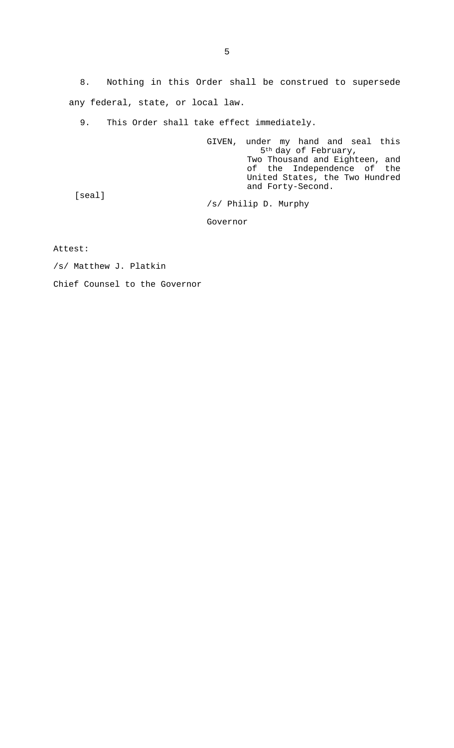8. Nothing in this Order shall be construed to supersede any federal, state, or local law.

9. This Order shall take effect immediately.

GIVEN, under my hand and seal this 5th day of February, Two Thousand and Eighteen, and of the Independence of the United States, the Two Hundred and Forty-Second.

[seal]

/s/ Philip D. Murphy

Governor

Attest:

/s/ Matthew J. Platkin

Chief Counsel to the Governor